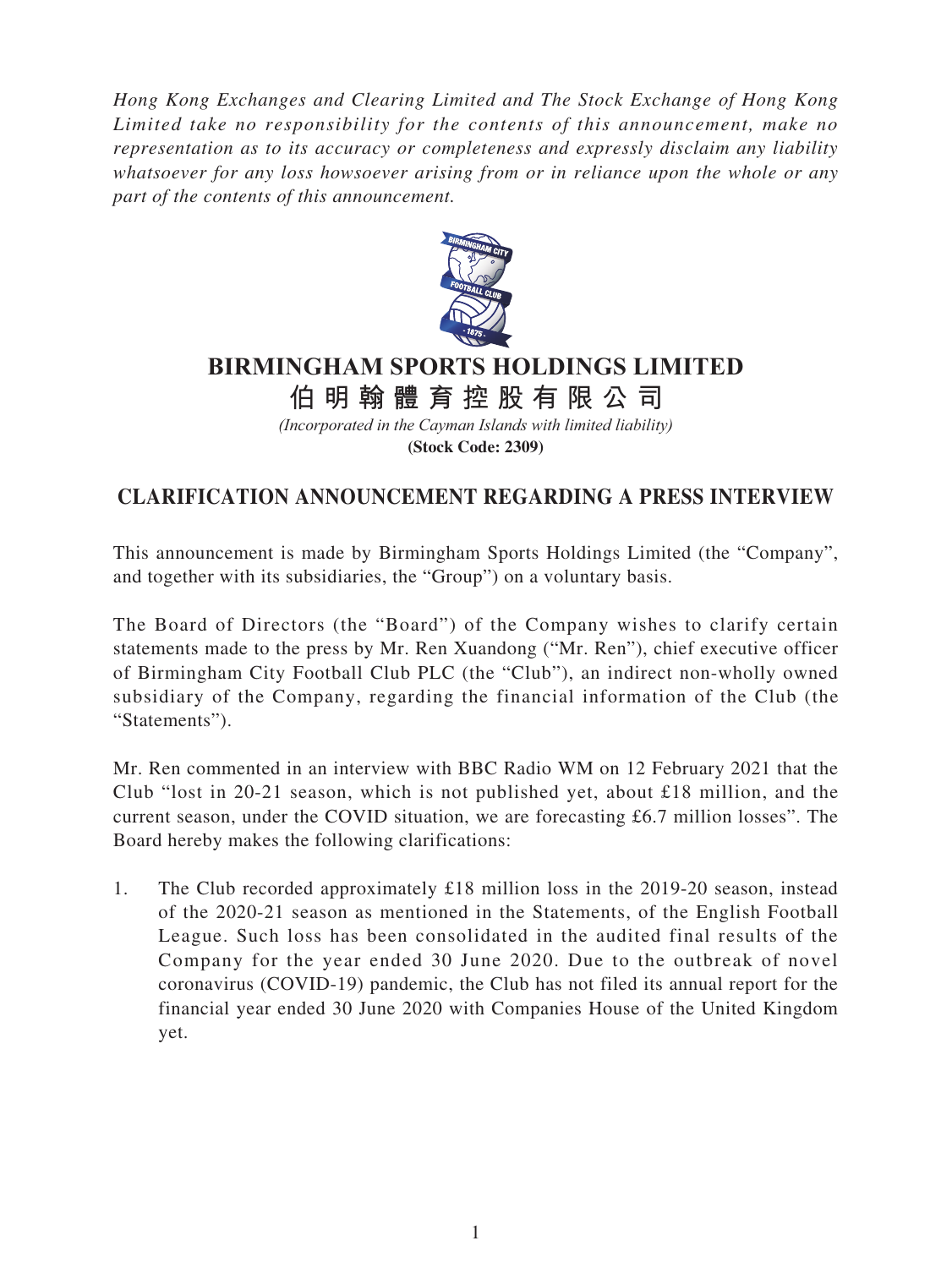*Hong Kong Exchanges and Clearing Limited and The Stock Exchange of Hong Kong Limited take no responsibility for the contents of this announcement, make no representation as to its accuracy or completeness and expressly disclaim any liability whatsoever for any loss howsoever arising from or in reliance upon the whole or any part of the contents of this announcement.*

# BIRMINGHAM SPORTS HOLDINGS LIMITED
# 伯明翰體育控股有限公司

*(Incorporated in the Cayman Islands with limited liability)*
**(Stock Code: 2309)**

## CLARIFICATION ANNOUNCEMENT REGARDING A PRESS INTERVIEW

This announcement is made by Birmingham Sports Holdings Limited (the "Company", and together with its subsidiaries, the "Group") on a voluntary basis.

The Board of Directors (the "Board") of the Company wishes to clarify certain statements made to the press by Mr. Ren Xuandong ("Mr. Ren"), chief executive officer of Birmingham City Football Club PLC (the "Club"), an indirect non-wholly owned subsidiary of the Company, regarding the financial information of the Club (the "Statements").

Mr. Ren commented in an interview with BBC Radio WM on 12 February 2021 that the Club "lost in 20-21 season, which is not published yet, about £18 million, and the current season, under the COVID situation, we are forecasting £6.7 million losses". The Board hereby makes the following clarifications:

1. The Club recorded approximately £18 million loss in the 2019-20 season, instead of the 2020-21 season as mentioned in the Statements, of the English Football League. Such loss has been consolidated in the audited final results of the Company for the year ended 30 June 2020. Due to the outbreak of novel coronavirus (COVID-19) pandemic, the Club has not filed its annual report for the financial year ended 30 June 2020 with Companies House of the United Kingdom yet.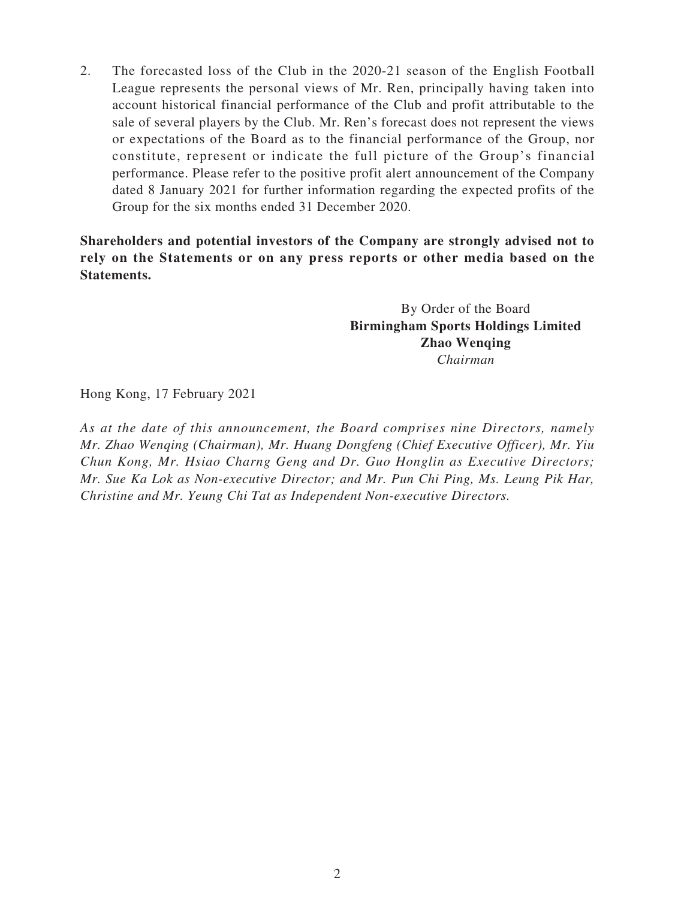2. The forecasted loss of the Club in the 2020-21 season of the English Football League represents the personal views of Mr. Ren, principally having taken into account historical financial performance of the Club and profit attributable to the sale of several players by the Club. Mr. Ren's forecast does not represent the views or expectations of the Board as to the financial performance of the Group, nor constitute, represent or indicate the full picture of the Group's financial performance. Please refer to the positive profit alert announcement of the Company dated 8 January 2021 for further information regarding the expected profits of the Group for the six months ended 31 December 2020.

**Shareholders and potential investors of the Company are strongly advised not to rely on the Statements or on any press reports or other media based on the Statements.**

By Order of the Board
**Birmingham Sports Holdings Limited**
**Zhao Wenqing**
*Chairman*

Hong Kong, 17 February 2021

*As at the date of this announcement, the Board comprises nine Directors, namely Mr. Zhao Wenqing (Chairman), Mr. Huang Dongfeng (Chief Executive Officer), Mr. Yiu Chun Kong, Mr. Hsiao Charng Geng and Dr. Guo Honglin as Executive Directors; Mr. Sue Ka Lok as Non-executive Director; and Mr. Pun Chi Ping, Ms. Leung Pik Har, Christine and Mr. Yeung Chi Tat as Independent Non-executive Directors.*